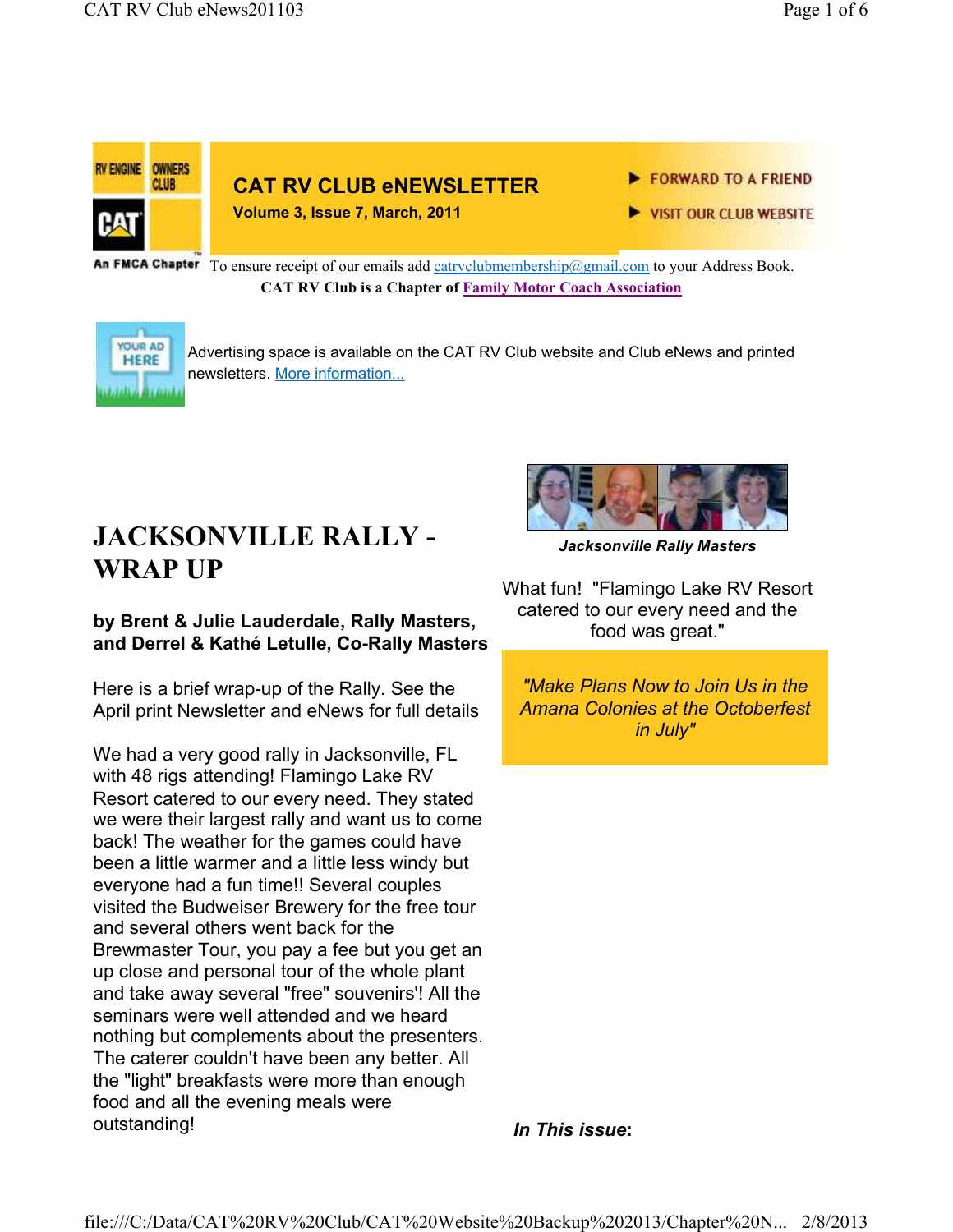RV ENGINE OWNERS CLUB

CAT

An FMCA Chapter

# CAT RV CLUB eNEWSLETTER

**Volume 3, Issue 7, March, 2011**

▶ FORWARD TO A FRIEND

▶ VISIT OUR CLUB WEBSITE

To ensure receipt of our emails add catrvclubmembership@gmail.com to your Address Book.

**CAT RV Club is a Chapter of Family Motor Coach Association**

YOUR AD HERE

Advertising space is available on the CAT RV Club website and Club eNews and printed newsletters. More information...

# JACKSONVILLE RALLY - WRAP UP

**by Brent & Julie Lauderdale, Rally Masters, and Derrel & Kathé Letulle, Co-Rally Masters**

Here is a brief wrap-up of the Rally. See the April print Newsletter and eNews for full details

We had a very good rally in Jacksonville, FL with 48 rigs attending! Flamingo Lake RV Resort catered to our every need. They stated we were their largest rally and want us to come back! The weather for the games could have been a little warmer and a little less windy but everyone had a fun time!! Several couples visited the Budweiser Brewery for the free tour and several others went back for the Brewmaster Tour, you pay a fee but you get an up close and personal tour of the whole plant and take away several "free" souvenirs'! All the seminars were well attended and we heard nothing but complements about the presenters. The caterer couldn't have been any better. All the "light" breakfasts were more than enough food and all the evening meals were outstanding!

***Jacksonville Rally Masters***

What fun! "Flamingo Lake RV Resort catered to our every need and the food was great."

*"Make Plans Now to Join Us in the Amana Colonies at the Octoberfest in July"*

***In This issue*:**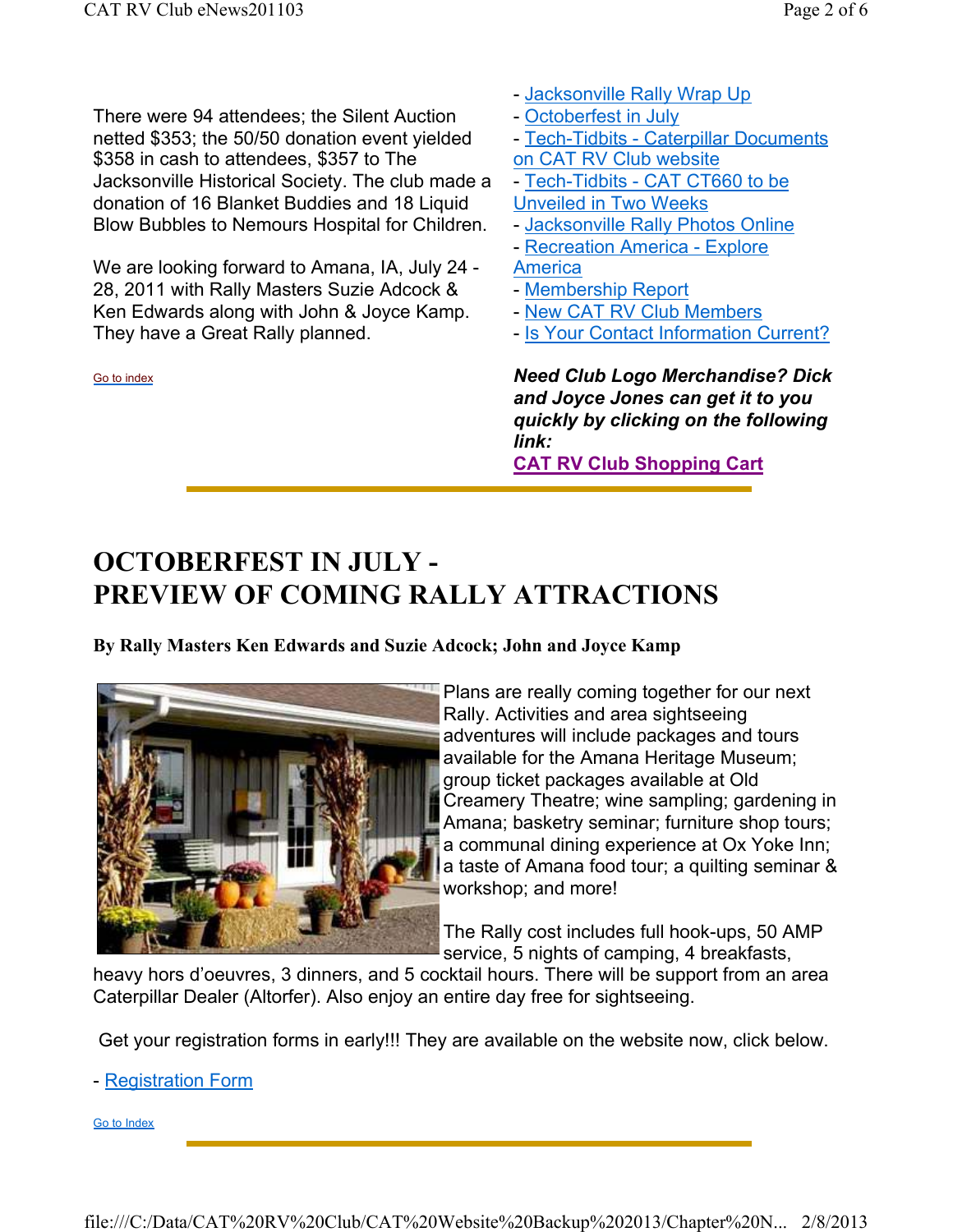There were 94 attendees; the Silent Auction netted $353; the 50/50 donation event yielded $358 in cash to attendees, $357 to The Jacksonville Historical Society. The club made a donation of 16 Blanket Buddies and 18 Liquid Blow Bubbles to Nemours Hospital for Children.

We are looking forward to Amana, IA, July 24 - 28, 2011 with Rally Masters Suzie Adcock & Ken Edwards along with John & Joyce Kamp. They have a Great Rally planned.

Go to index

- Jacksonville Rally Wrap Up
- Octoberfest in July
- Tech-Tidbits - Caterpillar Documents on CAT RV Club website
- Tech-Tidbits - CAT CT660 to be Unveiled in Two Weeks
- Jacksonville Rally Photos Online
- Recreation America - Explore America
- Membership Report
- New CAT RV Club Members
- Is Your Contact Information Current?

***Need Club Logo Merchandise? Dick and Joyce Jones can get it to you quickly by clicking on the following link:***

**CAT RV Club Shopping Cart**

# OCTOBERFEST IN JULY - PREVIEW OF COMING RALLY ATTRACTIONS

**By Rally Masters Ken Edwards and Suzie Adcock; John and Joyce Kamp**

Plans are really coming together for our next Rally. Activities and area sightseeing adventures will include packages and tours available for the Amana Heritage Museum; group ticket packages available at Old Creamery Theatre; wine sampling; gardening in Amana; basketry seminar; furniture shop tours; a communal dining experience at Ox Yoke Inn; a taste of Amana food tour; a quilting seminar & workshop; and more!

The Rally cost includes full hook-ups, 50 AMP service, 5 nights of camping, 4 breakfasts, heavy hors d'oeuvres, 3 dinners, and 5 cocktail hours. There will be support from an area Caterpillar Dealer (Altorfer). Also enjoy an entire day free for sightseeing.

Get your registration forms in early!!! They are available on the website now, click below.

- Registration Form

Go to Index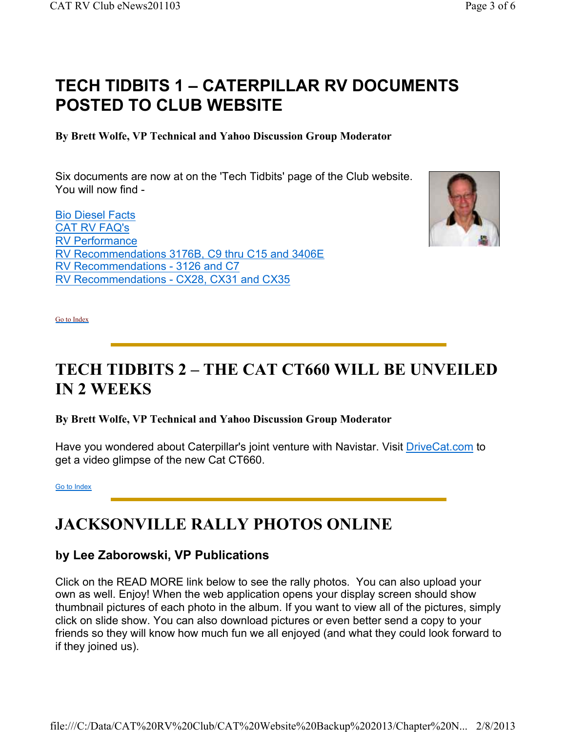# TECH TIDBITS 1 – CATERPILLAR RV DOCUMENTS POSTED TO CLUB WEBSITE

**By Brett Wolfe, VP Technical and Yahoo Discussion Group Moderator**

Six documents are now at on the 'Tech Tidbits' page of the Club website. You will now find -

Bio Diesel Facts
CAT RV FAQ's
RV Performance
RV Recommendations 3176B, C9 thru C15 and 3406E
RV Recommendations - 3126 and C7
RV Recommendations - CX28, CX31 and CX35

Go to Index

---

# TECH TIDBITS 2 – THE CAT CT660 WILL BE UNVEILED IN 2 WEEKS

**By Brett Wolfe, VP Technical and Yahoo Discussion Group Moderator**

Have you wondered about Caterpillar's joint venture with Navistar. Visit DriveCat.com to get a video glimpse of the new Cat CT660.

Go to Index

---

# JACKSONVILLE RALLY PHOTOS ONLINE

## by Lee Zaborowski, VP Publications

Click on the READ MORE link below to see the rally photos. You can also upload your own as well. Enjoy! When the web application opens your display screen should show thumbnail pictures of each photo in the album. If you want to view all of the pictures, simply click on slide show. You can also download pictures or even better send a copy to your friends so they will know how much fun we all enjoyed (and what they could look forward to if they joined us).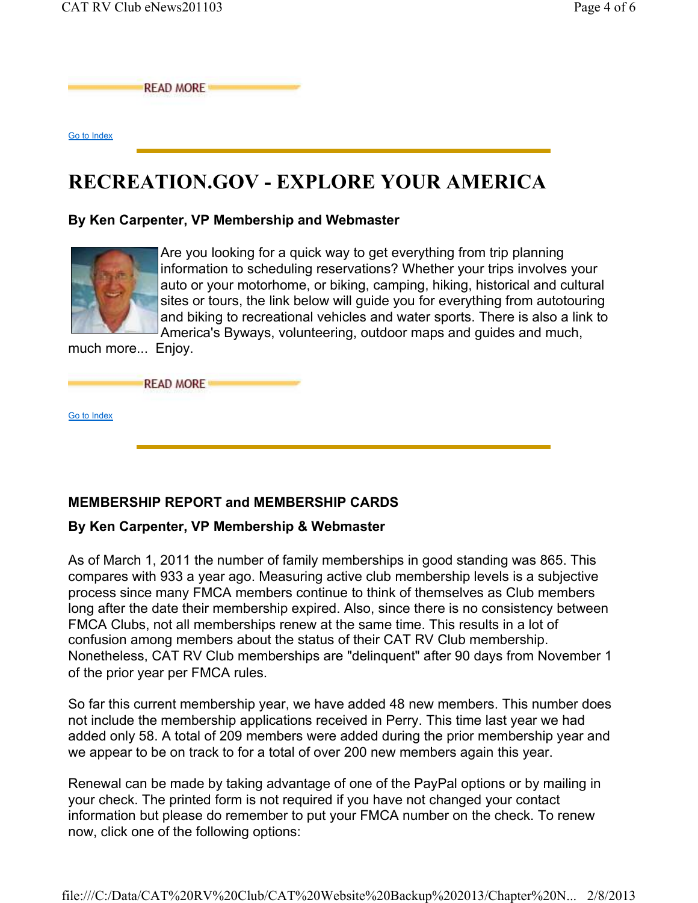READ MORE

Go to Index

# RECREATION.GOV - EXPLORE YOUR AMERICA

**By Ken Carpenter, VP Membership and Webmaster**

Are you looking for a quick way to get everything from trip planning information to scheduling reservations? Whether your trips involves your auto or your motorhome, or biking, camping, hiking, historical and cultural sites or tours, the link below will guide you for everything from autotouring and biking to recreational vehicles and water sports. There is also a link to America's Byways, volunteering, outdoor maps and guides and much, much more... Enjoy.

READ MORE

Go to Index

**MEMBERSHIP REPORT and MEMBERSHIP CARDS**

**By Ken Carpenter, VP Membership & Webmaster**

As of March 1, 2011 the number of family memberships in good standing was 865. This compares with 933 a year ago. Measuring active club membership levels is a subjective process since many FMCA members continue to think of themselves as Club members long after the date their membership expired. Also, since there is no consistency between FMCA Clubs, not all memberships renew at the same time. This results in a lot of confusion among members about the status of their CAT RV Club membership. Nonetheless, CAT RV Club memberships are "delinquent" after 90 days from November 1 of the prior year per FMCA rules.

So far this current membership year, we have added 48 new members. This number does not include the membership applications received in Perry. This time last year we had added only 58. A total of 209 members were added during the prior membership year and we appear to be on track to for a total of over 200 new members again this year.

Renewal can be made by taking advantage of one of the PayPal options or by mailing in your check. The printed form is not required if you have not changed your contact information but please do remember to put your FMCA number on the check. To renew now, click one of the following options: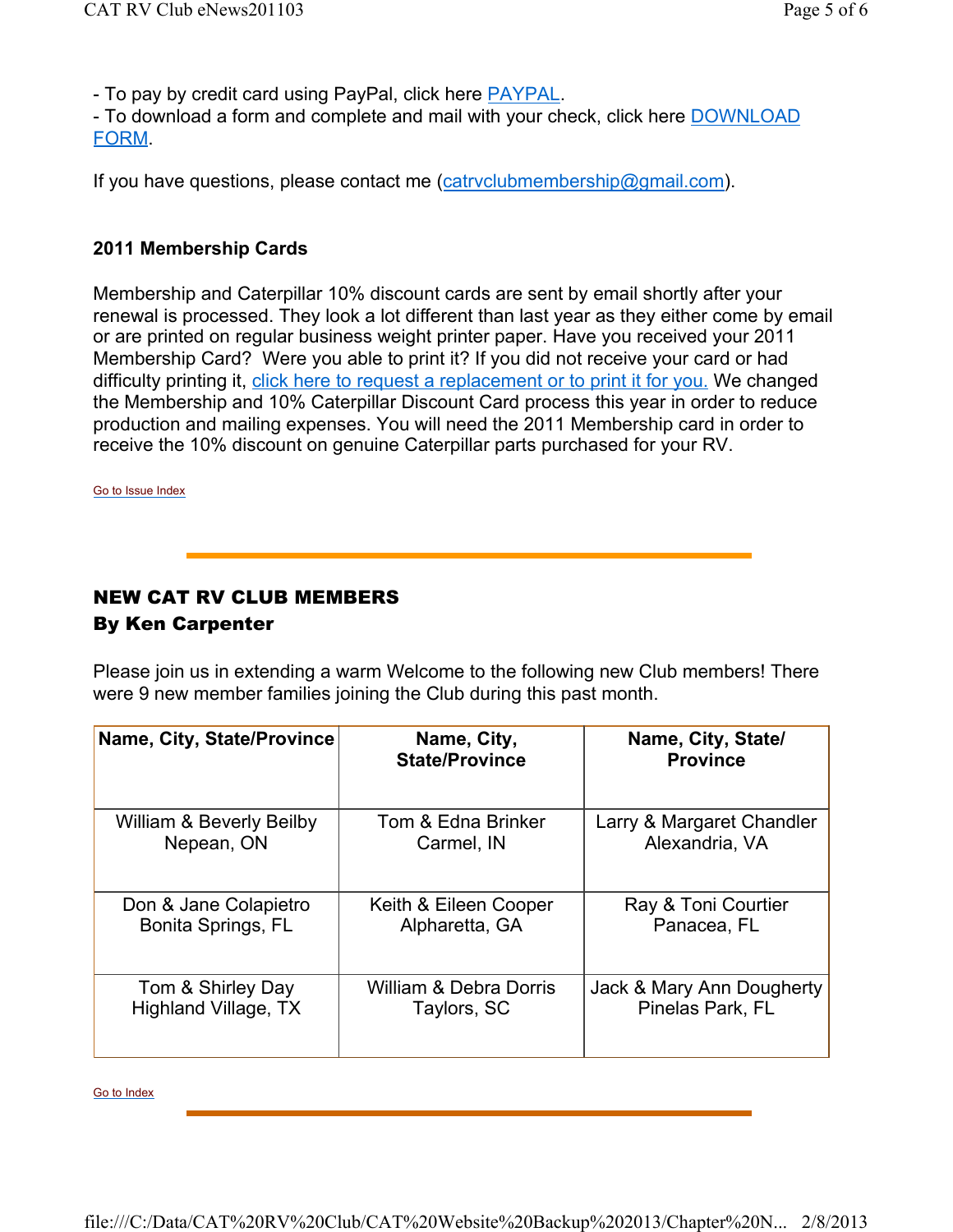- To pay by credit card using PayPal, click here PAYPAL.
- To download a form and complete and mail with your check, click here DOWNLOAD FORM.

If you have questions, please contact me (catrvclubmembership@gmail.com).

**2011 Membership Cards**

Membership and Caterpillar 10% discount cards are sent by email shortly after your renewal is processed. They look a lot different than last year as they either come by email or are printed on regular business weight printer paper. Have you received your 2011 Membership Card? Were you able to print it? If you did not receive your card or had difficulty printing it, click here to request a replacement or to print it for you. We changed the Membership and 10% Caterpillar Discount Card process this year in order to reduce production and mailing expenses. You will need the 2011 Membership card in order to receive the 10% discount on genuine Caterpillar parts purchased for your RV.

Go to Issue Index

---

## NEW CAT RV CLUB MEMBERS
## By Ken Carpenter

Please join us in extending a warm Welcome to the following new Club members! There were 9 new member families joining the Club during this past month.

| Name, City, State/Province | Name, City, State/Province | Name, City, State/ Province |
|---|---|---|
| William & Beverly Beilby<br>Nepean, ON | Tom & Edna Brinker<br>Carmel, IN | Larry & Margaret Chandler<br>Alexandria, VA |
| Don & Jane Colapietro<br>Bonita Springs, FL | Keith & Eileen Cooper<br>Alpharetta, GA | Ray & Toni Courtier<br>Panacea, FL |
| Tom & Shirley Day<br>Highland Village, TX | William & Debra Dorris<br>Taylors, SC | Jack & Mary Ann Dougherty<br>Pinelas Park, FL |

Go to Index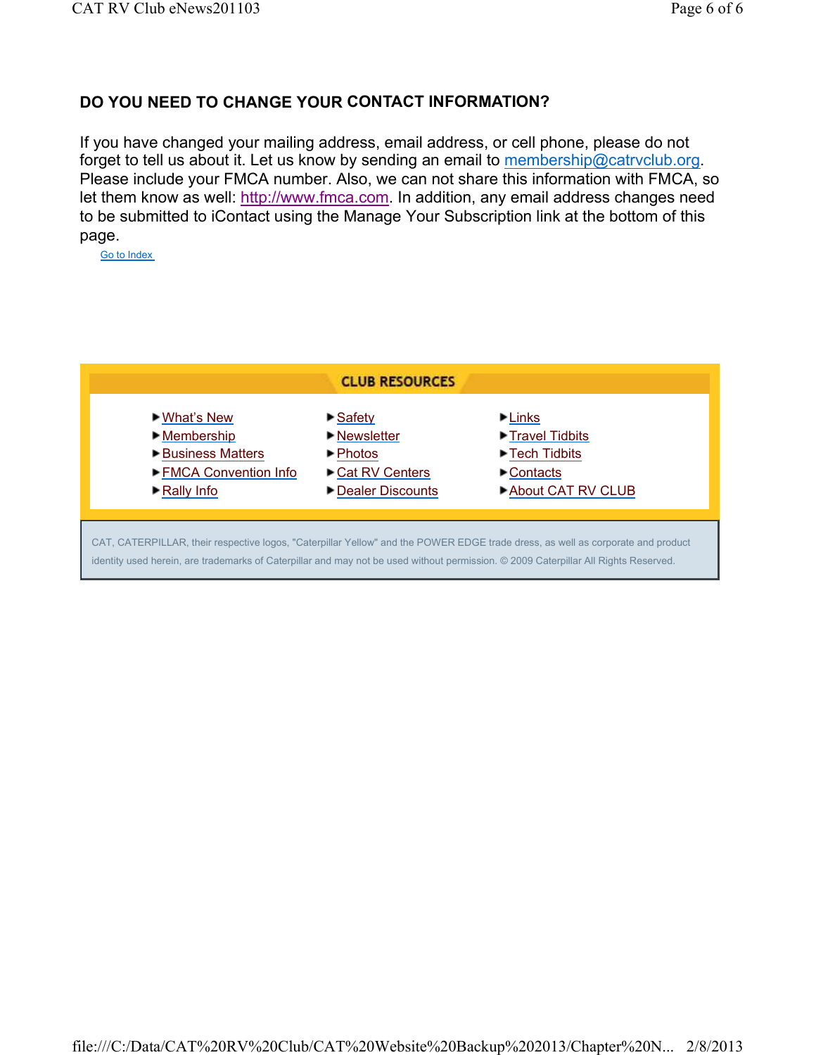## DO YOU NEED TO CHANGE YOUR CONTACT INFORMATION?

If you have changed your mailing address, email address, or cell phone, please do not forget to tell us about it. Let us know by sending an email to membership@catrvclub.org. Please include your FMCA number. Also, we can not share this information with FMCA, so let them know as well: http://www.fmca.com. In addition, any email address changes need to be submitted to iContact using the Manage Your Subscription link at the bottom of this page.

Go to Index

**CLUB RESOURCES**

- What's New
- Membership
- Business Matters
- FMCA Convention Info
- Rally Info
- Safety
- Newsletter
- Photos
- Cat RV Centers
- Dealer Discounts
- Links
- Travel Tidbits
- Tech Tidbits
- Contacts
- About CAT RV CLUB

CAT, CATERPILLAR, their respective logos, "Caterpillar Yellow" and the POWER EDGE trade dress, as well as corporate and product identity used herein, are trademarks of Caterpillar and may not be used without permission. © 2009 Caterpillar All Rights Reserved.